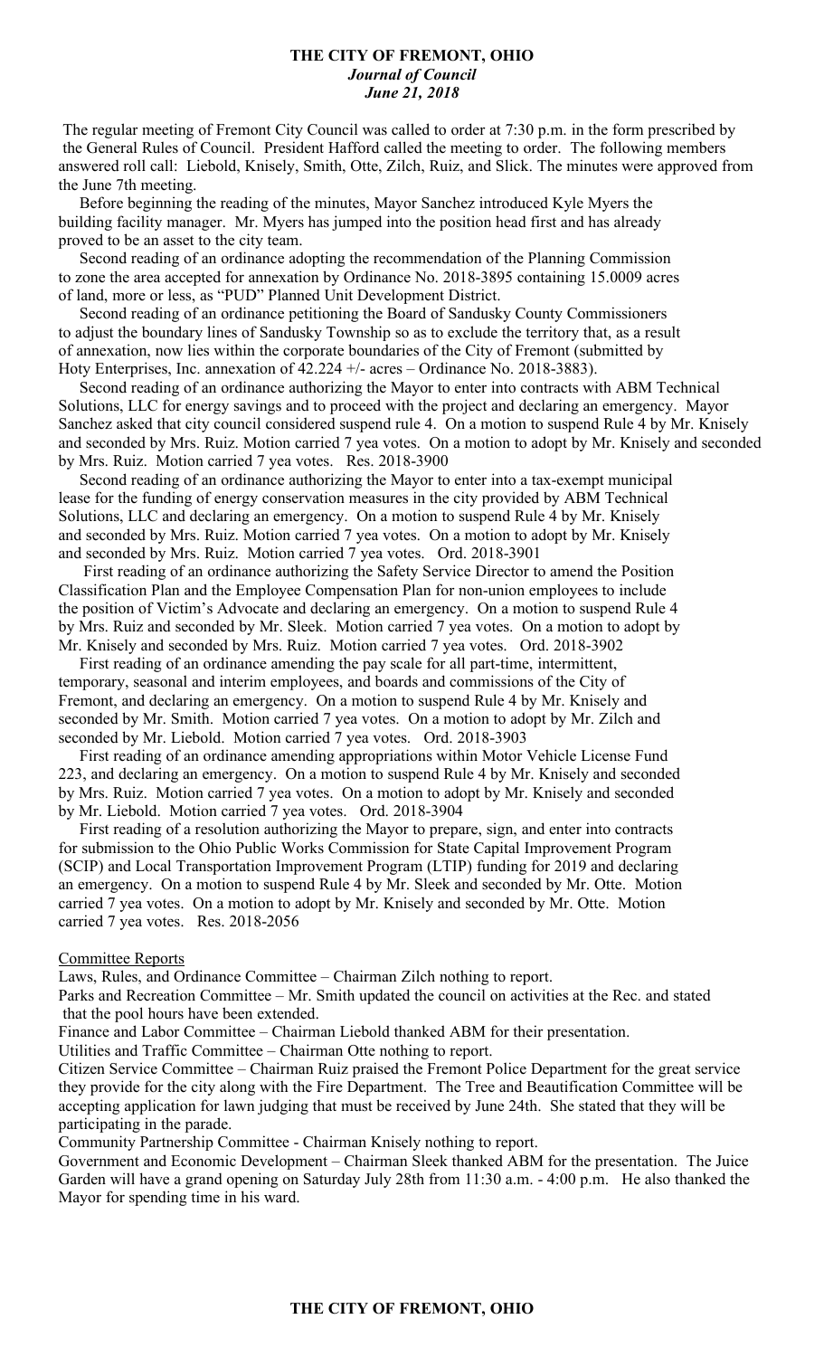# THE CITY OF FREMONT, OHIO

***Journal of Council***

***June 21, 2018***

The regular meeting of Fremont City Council was called to order at 7:30 p.m. in the form prescribed by the General Rules of Council. President Hafford called the meeting to order. The following members answered roll call: Liebold, Knisely, Smith, Otte, Zilch, Ruiz, and Slick. The minutes were approved from the June 7th meeting.

Before beginning the reading of the minutes, Mayor Sanchez introduced Kyle Myers the building facility manager. Mr. Myers has jumped into the position head first and has already proved to be an asset to the city team.

Second reading of an ordinance adopting the recommendation of the Planning Commission to zone the area accepted for annexation by Ordinance No. 2018-3895 containing 15.0009 acres of land, more or less, as "PUD" Planned Unit Development District.

Second reading of an ordinance petitioning the Board of Sandusky County Commissioners to adjust the boundary lines of Sandusky Township so as to exclude the territory that, as a result of annexation, now lies within the corporate boundaries of the City of Fremont (submitted by Hoty Enterprises, Inc. annexation of 42.224 +/- acres – Ordinance No. 2018-3883).

Second reading of an ordinance authorizing the Mayor to enter into contracts with ABM Technical Solutions, LLC for energy savings and to proceed with the project and declaring an emergency. Mayor Sanchez asked that city council considered suspend rule 4. On a motion to suspend Rule 4 by Mr. Knisely and seconded by Mrs. Ruiz. Motion carried 7 yea votes. On a motion to adopt by Mr. Knisely and seconded by Mrs. Ruiz. Motion carried 7 yea votes. Res. 2018-3900

Second reading of an ordinance authorizing the Mayor to enter into a tax-exempt municipal lease for the funding of energy conservation measures in the city provided by ABM Technical Solutions, LLC and declaring an emergency. On a motion to suspend Rule 4 by Mr. Knisely and seconded by Mrs. Ruiz. Motion carried 7 yea votes. On a motion to adopt by Mr. Knisely and seconded by Mrs. Ruiz. Motion carried 7 yea votes. Ord. 2018-3901

First reading of an ordinance authorizing the Safety Service Director to amend the Position Classification Plan and the Employee Compensation Plan for non-union employees to include the position of Victim's Advocate and declaring an emergency. On a motion to suspend Rule 4 by Mrs. Ruiz and seconded by Mr. Sleek. Motion carried 7 yea votes. On a motion to adopt by Mr. Knisely and seconded by Mrs. Ruiz. Motion carried 7 yea votes. Ord. 2018-3902

First reading of an ordinance amending the pay scale for all part-time, intermittent, temporary, seasonal and interim employees, and boards and commissions of the City of Fremont, and declaring an emergency. On a motion to suspend Rule 4 by Mr. Knisely and seconded by Mr. Smith. Motion carried 7 yea votes. On a motion to adopt by Mr. Zilch and seconded by Mr. Liebold. Motion carried 7 yea votes. Ord. 2018-3903

First reading of an ordinance amending appropriations within Motor Vehicle License Fund 223, and declaring an emergency. On a motion to suspend Rule 4 by Mr. Knisely and seconded by Mrs. Ruiz. Motion carried 7 yea votes. On a motion to adopt by Mr. Knisely and seconded by Mr. Liebold. Motion carried 7 yea votes. Ord. 2018-3904

First reading of a resolution authorizing the Mayor to prepare, sign, and enter into contracts for submission to the Ohio Public Works Commission for State Capital Improvement Program (SCIP) and Local Transportation Improvement Program (LTIP) funding for 2019 and declaring an emergency. On a motion to suspend Rule 4 by Mr. Sleek and seconded by Mr. Otte. Motion carried 7 yea votes. On a motion to adopt by Mr. Knisely and seconded by Mr. Otte. Motion carried 7 yea votes. Res. 2018-2056

## Committee Reports

Laws, Rules, and Ordinance Committee – Chairman Zilch nothing to report.

Parks and Recreation Committee – Mr. Smith updated the council on activities at the Rec. and stated that the pool hours have been extended.

Finance and Labor Committee – Chairman Liebold thanked ABM for their presentation.

Utilities and Traffic Committee – Chairman Otte nothing to report.

Citizen Service Committee – Chairman Ruiz praised the Fremont Police Department for the great service they provide for the city along with the Fire Department. The Tree and Beautification Committee will be accepting application for lawn judging that must be received by June 24th. She stated that they will be participating in the parade.

Community Partnership Committee - Chairman Knisely nothing to report.

Government and Economic Development – Chairman Sleek thanked ABM for the presentation. The Juice Garden will have a grand opening on Saturday July 28th from 11:30 a.m. - 4:00 p.m. He also thanked the Mayor for spending time in his ward.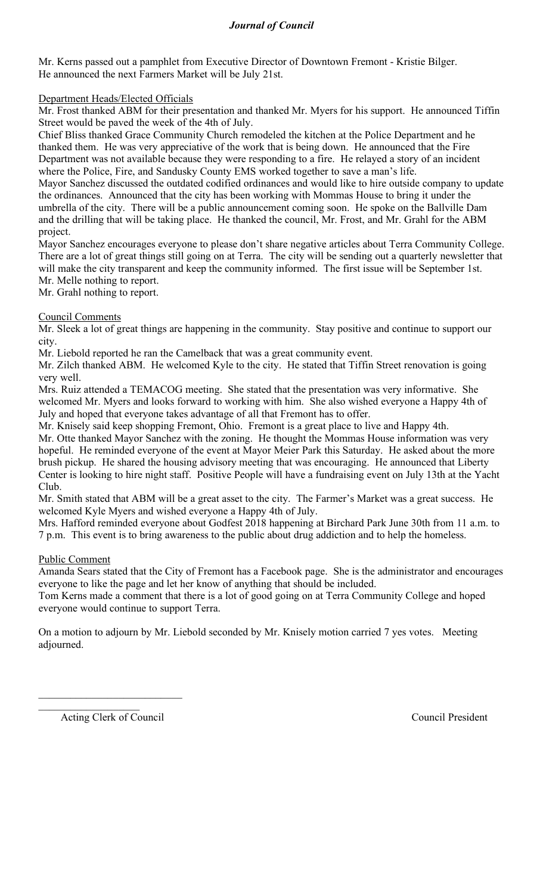Mr. Kerns passed out a pamphlet from Executive Director of Downtown Fremont - Kristie Bilger. He announced the next Farmers Market will be July 21st.

Department Heads/Elected Officials

Mr. Frost thanked ABM for their presentation and thanked Mr. Myers for his support. He announced Tiffin Street would be paved the week of the 4th of July.

Chief Bliss thanked Grace Community Church remodeled the kitchen at the Police Department and he thanked them. He was very appreciative of the work that is being down. He announced that the Fire Department was not available because they were responding to a fire. He relayed a story of an incident where the Police, Fire, and Sandusky County EMS worked together to save a man's life.

Mayor Sanchez discussed the outdated codified ordinances and would like to hire outside company to update the ordinances. Announced that the city has been working with Mommas House to bring it under the umbrella of the city. There will be a public announcement coming soon. He spoke on the Ballville Dam and the drilling that will be taking place. He thanked the council, Mr. Frost, and Mr. Grahl for the ABM project.

Mayor Sanchez encourages everyone to please don't share negative articles about Terra Community College. There are a lot of great things still going on at Terra. The city will be sending out a quarterly newsletter that will make the city transparent and keep the community informed. The first issue will be September 1st.

Mr. Melle nothing to report.

Mr. Grahl nothing to report.

Council Comments

Mr. Sleek a lot of great things are happening in the community. Stay positive and continue to support our city.

Mr. Liebold reported he ran the Camelback that was a great community event.

Mr. Zilch thanked ABM. He welcomed Kyle to the city. He stated that Tiffin Street renovation is going very well.

Mrs. Ruiz attended a TEMACOG meeting. She stated that the presentation was very informative. She welcomed Mr. Myers and looks forward to working with him. She also wished everyone a Happy 4th of July and hoped that everyone takes advantage of all that Fremont has to offer.

Mr. Knisely said keep shopping Fremont, Ohio. Fremont is a great place to live and Happy 4th.

Mr. Otte thanked Mayor Sanchez with the zoning. He thought the Mommas House information was very hopeful. He reminded everyone of the event at Mayor Meier Park this Saturday. He asked about the more brush pickup. He shared the housing advisory meeting that was encouraging. He announced that Liberty Center is looking to hire night staff. Positive People will have a fundraising event on July 13th at the Yacht Club.

Mr. Smith stated that ABM will be a great asset to the city. The Farmer's Market was a great success. He welcomed Kyle Myers and wished everyone a Happy 4th of July.

Mrs. Hafford reminded everyone about Godfest 2018 happening at Birchard Park June 30th from 11 a.m. to 7 p.m. This event is to bring awareness to the public about drug addiction and to help the homeless.

Public Comment

Amanda Sears stated that the City of Fremont has a Facebook page. She is the administrator and encourages everyone to like the page and let her know of anything that should be included.

Tom Kerns made a comment that there is a lot of good going on at Terra Community College and hoped everyone would continue to support Terra.

On a motion to adjourn by Mr. Liebold seconded by Mr. Knisely motion carried 7 yes votes. Meeting adjourned.

\_\_\_\_\_\_\_\_\_\_\_\_\_\_\_\_\_\_\_\_\_\_\_\_\_\_\_\_

Acting Clerk of Council

Council President